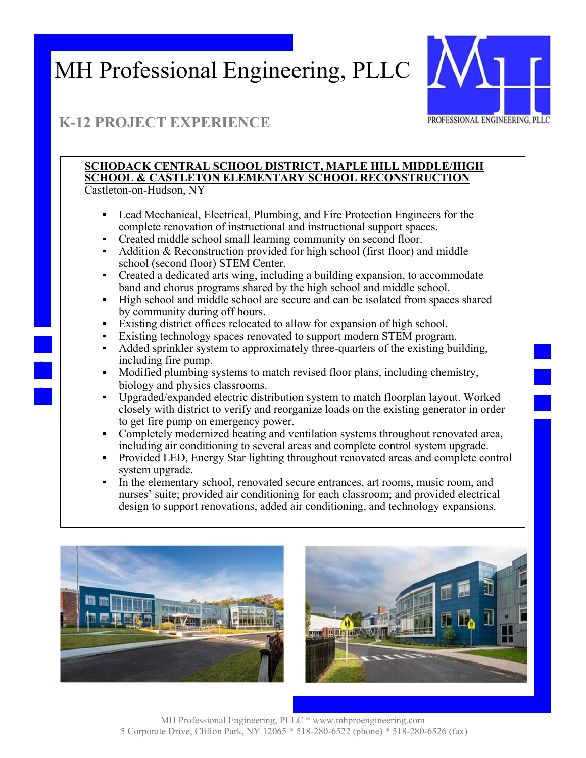# MH Professional Engineering, PLLC

PROFESSIONAL ENGINEERING, PLLC

## K-12 PROJECT EXPERIENCE

**SCHODACK CENTRAL SCHOOL DISTRICT, MAPLE HILL MIDDLE/HIGH SCHOOL & CASTLETON ELEMENTARY SCHOOL RECONSTRUCTION**
Castleton-on-Hudson, NY

- Lead Mechanical, Electrical, Plumbing, and Fire Protection Engineers for the complete renovation of instructional and instructional support spaces.
- Created middle school small learning community on second floor.
- Addition & Reconstruction provided for high school (first floor) and middle school (second floor) STEM Center.
- Created a dedicated arts wing, including a building expansion, to accommodate band and chorus programs shared by the high school and middle school.
- High school and middle school are secure and can be isolated from spaces shared by community during off hours.
- Existing district offices relocated to allow for expansion of high school.
- Existing technology spaces renovated to support modern STEM program.
- Added sprinkler system to approximately three-quarters of the existing building, including fire pump.
- Modified plumbing systems to match revised floor plans, including chemistry, biology and physics classrooms.
- Upgraded/expanded electric distribution system to match floorplan layout. Worked closely with district to verify and reorganize loads on the existing generator in order to get fire pump on emergency power.
- Completely modernized heating and ventilation systems throughout renovated area, including air conditioning to several areas and complete control system upgrade.
- Provided LED, Energy Star lighting throughout renovated areas and complete control system upgrade.
- In the elementary school, renovated secure entrances, art rooms, music room, and nurses' suite; provided air conditioning for each classroom; and provided electrical design to support renovations, added air conditioning, and technology expansions.

MH Professional Engineering, PLLC * www.mhproengineering.com
5 Corporate Drive, Clifton Park, NY 12065 * 518-280-6522 (phone) * 518-280-6526 (fax)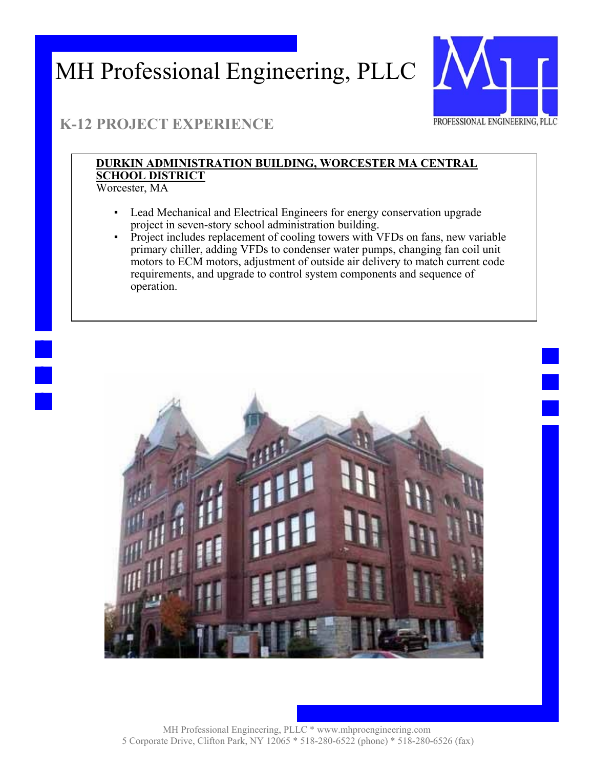# MH Professional Engineering, PLLC

## K-12 PROJECT EXPERIENCE

**DURKIN ADMINISTRATION BUILDING, WORCESTER MA CENTRAL SCHOOL DISTRICT**
Worcester, MA

- Lead Mechanical and Electrical Engineers for energy conservation upgrade project in seven-story school administration building.
- Project includes replacement of cooling towers with VFDs on fans, new variable primary chiller, adding VFDs to condenser water pumps, changing fan coil unit motors to ECM motors, adjustment of outside air delivery to match current code requirements, and upgrade to control system components and sequence of operation.

MH Professional Engineering, PLLC * www.mhproengineering.com
5 Corporate Drive, Clifton Park, NY 12065 * 518-280-6522 (phone) * 518-280-6526 (fax)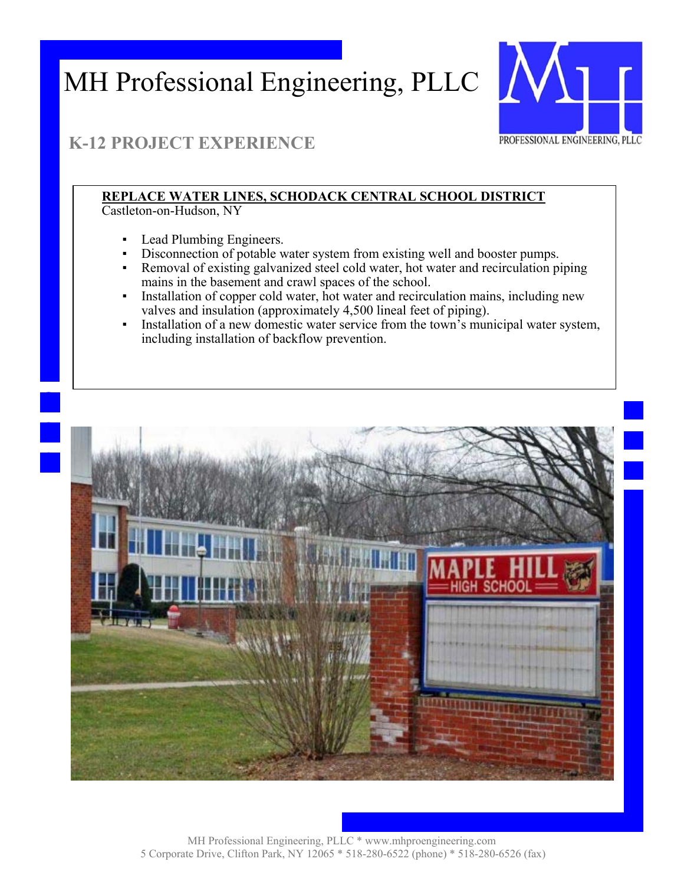# MH Professional Engineering, PLLC

PROFESSIONAL ENGINEERING, PLLC

## K-12 PROJECT EXPERIENCE

**REPLACE WATER LINES, SCHODACK CENTRAL SCHOOL DISTRICT**
Castleton-on-Hudson, NY

- Lead Plumbing Engineers.
- Disconnection of potable water system from existing well and booster pumps.
- Removal of existing galvanized steel cold water, hot water and recirculation piping mains in the basement and crawl spaces of the school.
- Installation of copper cold water, hot water and recirculation mains, including new valves and insulation (approximately 4,500 lineal feet of piping).
- Installation of a new domestic water service from the town's municipal water system, including installation of backflow prevention.

MH Professional Engineering, PLLC * www.mhproengineering.com
5 Corporate Drive, Clifton Park, NY 12065 * 518-280-6522 (phone) * 518-280-6526 (fax)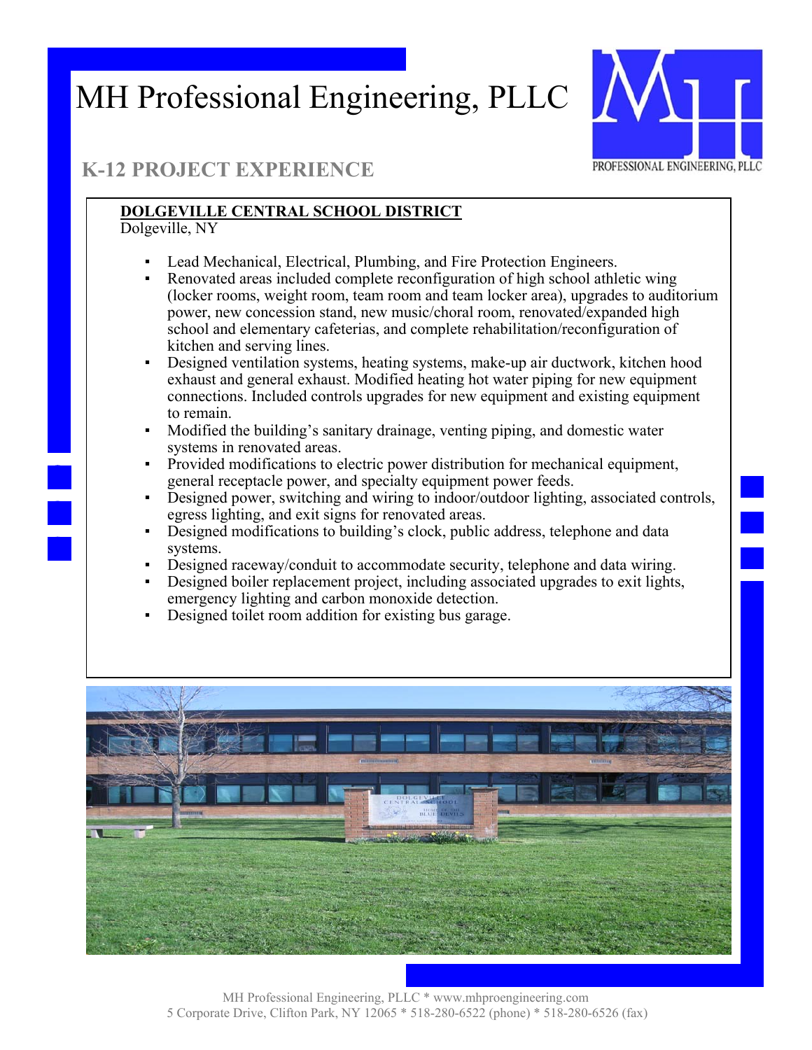# MH Professional Engineering, PLLC

## K-12 PROJECT EXPERIENCE

**DOLGEVILLE CENTRAL SCHOOL DISTRICT**
Dolgeville, NY

- Lead Mechanical, Electrical, Plumbing, and Fire Protection Engineers.
- Renovated areas included complete reconfiguration of high school athletic wing (locker rooms, weight room, team room and team locker area), upgrades to auditorium power, new concession stand, new music/choral room, renovated/expanded high school and elementary cafeterias, and complete rehabilitation/reconfiguration of kitchen and serving lines.
- Designed ventilation systems, heating systems, make-up air ductwork, kitchen hood exhaust and general exhaust. Modified heating hot water piping for new equipment connections. Included controls upgrades for new equipment and existing equipment to remain.
- Modified the building's sanitary drainage, venting piping, and domestic water systems in renovated areas.
- Provided modifications to electric power distribution for mechanical equipment, general receptacle power, and specialty equipment power feeds.
- Designed power, switching and wiring to indoor/outdoor lighting, associated controls, egress lighting, and exit signs for renovated areas.
- Designed modifications to building's clock, public address, telephone and data systems.
- Designed raceway/conduit to accommodate security, telephone and data wiring.
- Designed boiler replacement project, including associated upgrades to exit lights, emergency lighting and carbon monoxide detection.
- Designed toilet room addition for existing bus garage.

MH Professional Engineering, PLLC * www.mhproengineering.com
5 Corporate Drive, Clifton Park, NY 12065 * 518-280-6522 (phone) * 518-280-6526 (fax)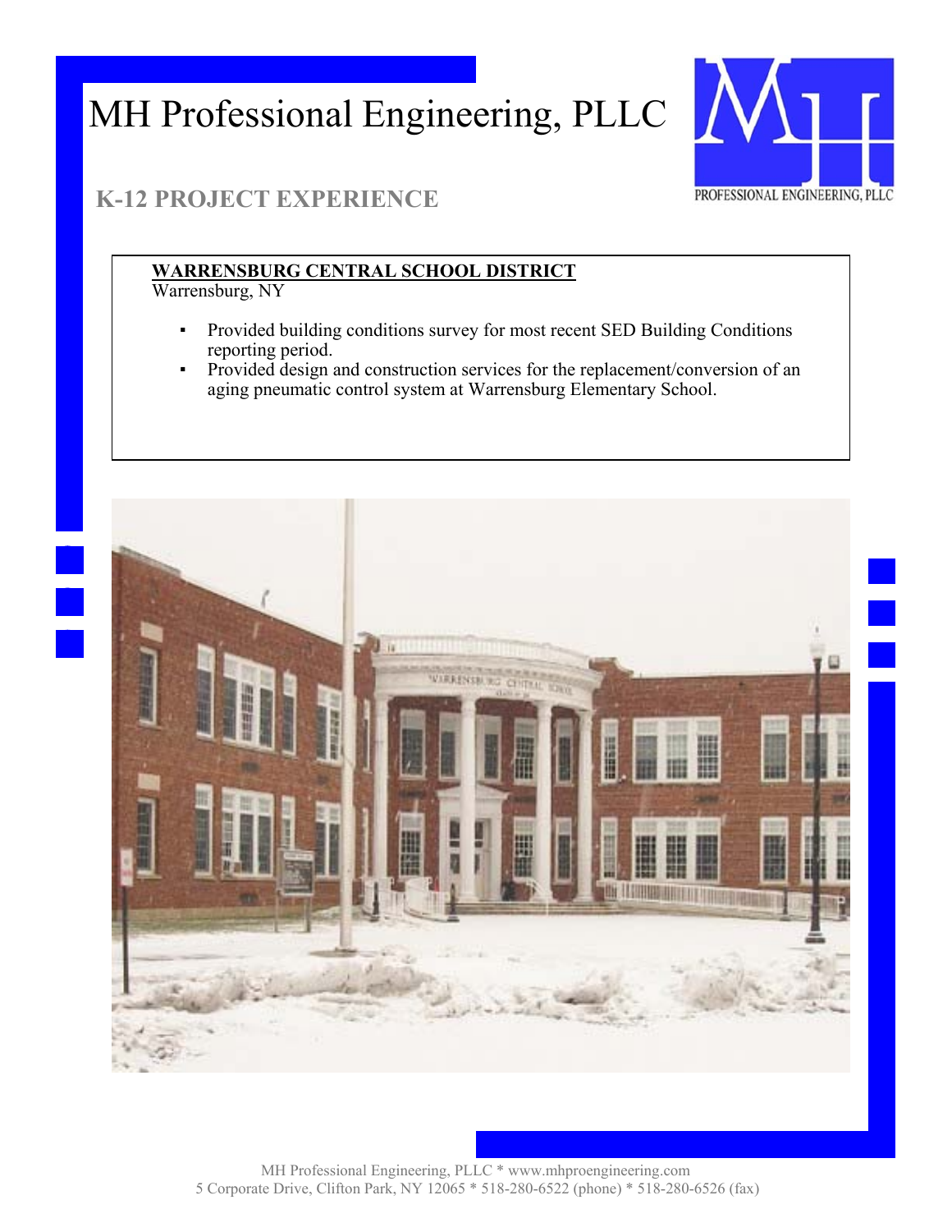# MH Professional Engineering, PLLC

## K-12 PROJECT EXPERIENCE

**WARRENSBURG CENTRAL SCHOOL DISTRICT**
Warrensburg, NY

- Provided building conditions survey for most recent SED Building Conditions reporting period.
- Provided design and construction services for the replacement/conversion of an aging pneumatic control system at Warrensburg Elementary School.

MH Professional Engineering, PLLC * www.mhproengineering.com
5 Corporate Drive, Clifton Park, NY 12065 * 518-280-6522 (phone) * 518-280-6526 (fax)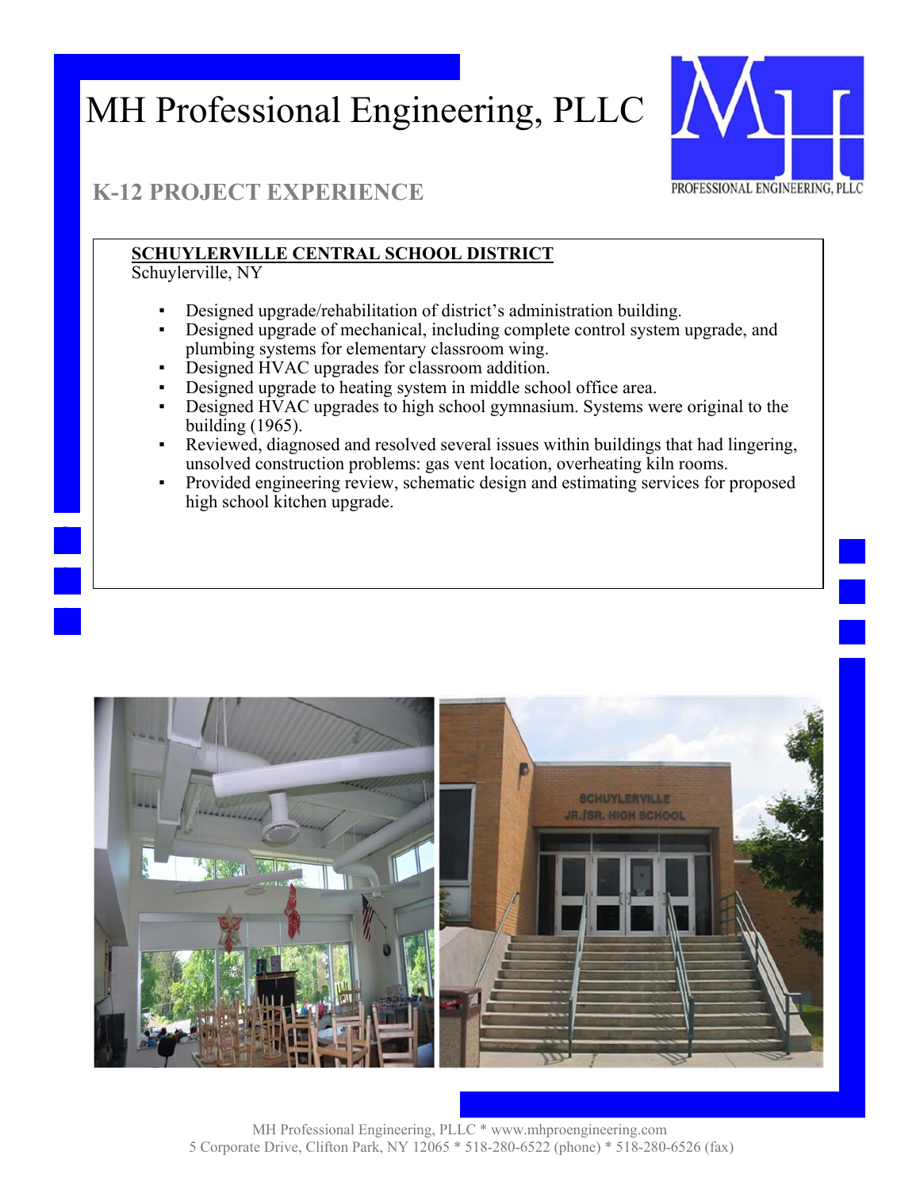# MH Professional Engineering, PLLC

## K-12 PROJECT EXPERIENCE

**SCHUYLERVILLE CENTRAL SCHOOL DISTRICT**
Schuylerville, NY

- Designed upgrade/rehabilitation of district's administration building.
- Designed upgrade of mechanical, including complete control system upgrade, and plumbing systems for elementary classroom wing.
- Designed HVAC upgrades for classroom addition.
- Designed upgrade to heating system in middle school office area.
- Designed HVAC upgrades to high school gymnasium. Systems were original to the building (1965).
- Reviewed, diagnosed and resolved several issues within buildings that had lingering, unsolved construction problems: gas vent location, overheating kiln rooms.
- Provided engineering review, schematic design and estimating services for proposed high school kitchen upgrade.

MH Professional Engineering, PLLC * www.mhproengineering.com
5 Corporate Drive, Clifton Park, NY 12065 * 518-280-6522 (phone) * 518-280-6526 (fax)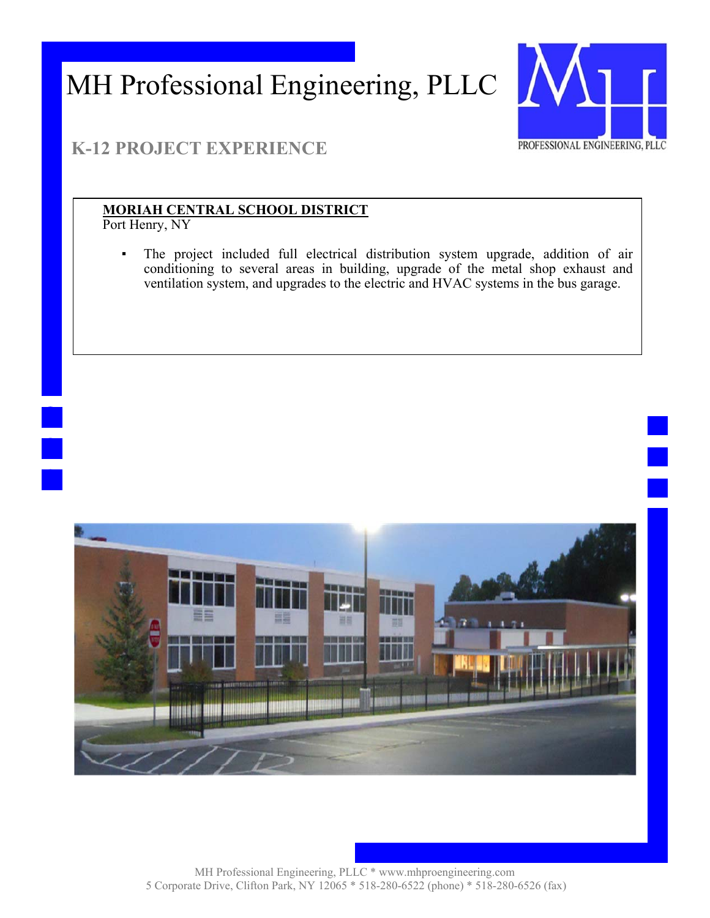# MH Professional Engineering, PLLC

## K-12 PROJECT EXPERIENCE

**MORIAH CENTRAL SCHOOL DISTRICT**
Port Henry, NY

- The project included full electrical distribution system upgrade, addition of air conditioning to several areas in building, upgrade of the metal shop exhaust and ventilation system, and upgrades to the electric and HVAC systems in the bus garage.

MH Professional Engineering, PLLC * www.mhproengineering.com
5 Corporate Drive, Clifton Park, NY 12065 * 518-280-6522 (phone) * 518-280-6526 (fax)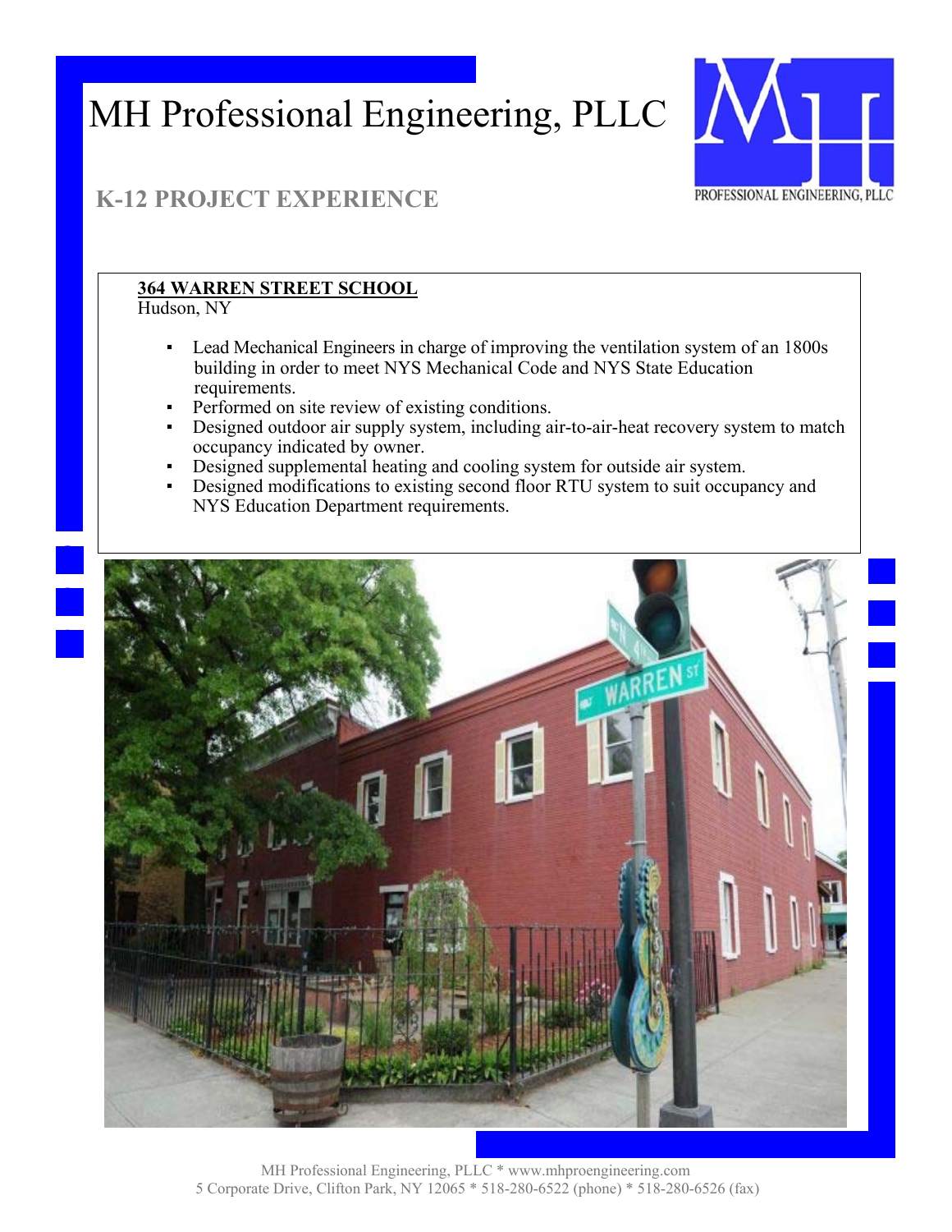# MH Professional Engineering, PLLC

## K-12 PROJECT EXPERIENCE

**364 WARREN STREET SCHOOL**
Hudson, NY

- Lead Mechanical Engineers in charge of improving the ventilation system of an 1800s building in order to meet NYS Mechanical Code and NYS State Education requirements.
- Performed on site review of existing conditions.
- Designed outdoor air supply system, including air-to-air-heat recovery system to match occupancy indicated by owner.
- Designed supplemental heating and cooling system for outside air system.
- Designed modifications to existing second floor RTU system to suit occupancy and NYS Education Department requirements.

MH Professional Engineering, PLLC * www.mhproengineering.com
5 Corporate Drive, Clifton Park, NY 12065 * 518-280-6522 (phone) * 518-280-6526 (fax)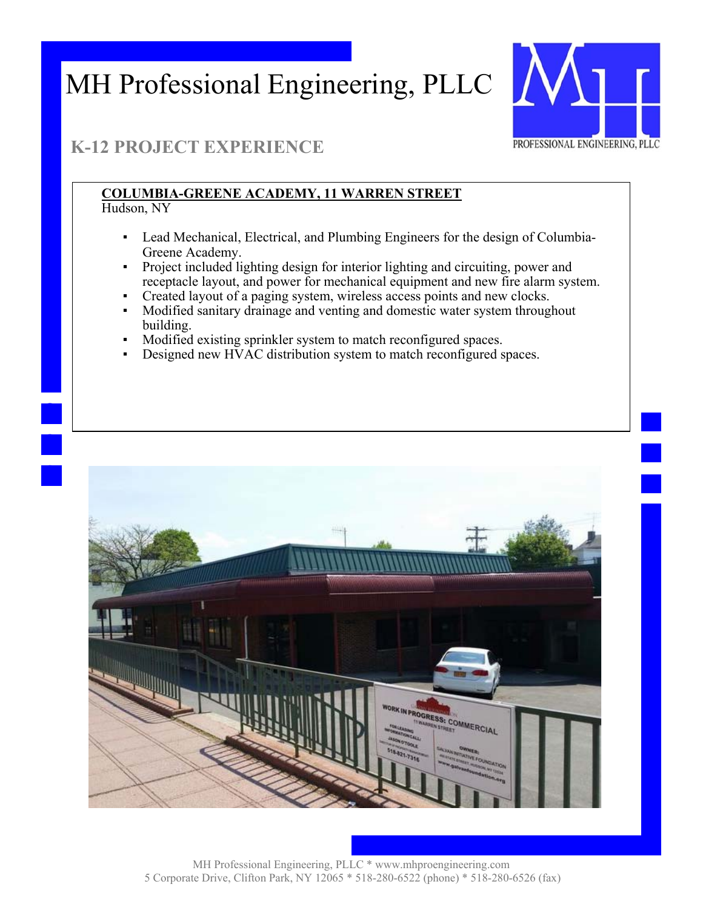# MH Professional Engineering, PLLC

## K-12 PROJECT EXPERIENCE

**COLUMBIA-GREENE ACADEMY, 11 WARREN STREET**
Hudson, NY

- Lead Mechanical, Electrical, and Plumbing Engineers for the design of Columbia-Greene Academy.
- Project included lighting design for interior lighting and circuiting, power and receptacle layout, and power for mechanical equipment and new fire alarm system.
- Created layout of a paging system, wireless access points and new clocks.
- Modified sanitary drainage and venting and domestic water system throughout building.
- Modified existing sprinkler system to match reconfigured spaces.
- Designed new HVAC distribution system to match reconfigured spaces.

MH Professional Engineering, PLLC * www.mhproengineering.com
5 Corporate Drive, Clifton Park, NY 12065 * 518-280-6522 (phone) * 518-280-6526 (fax)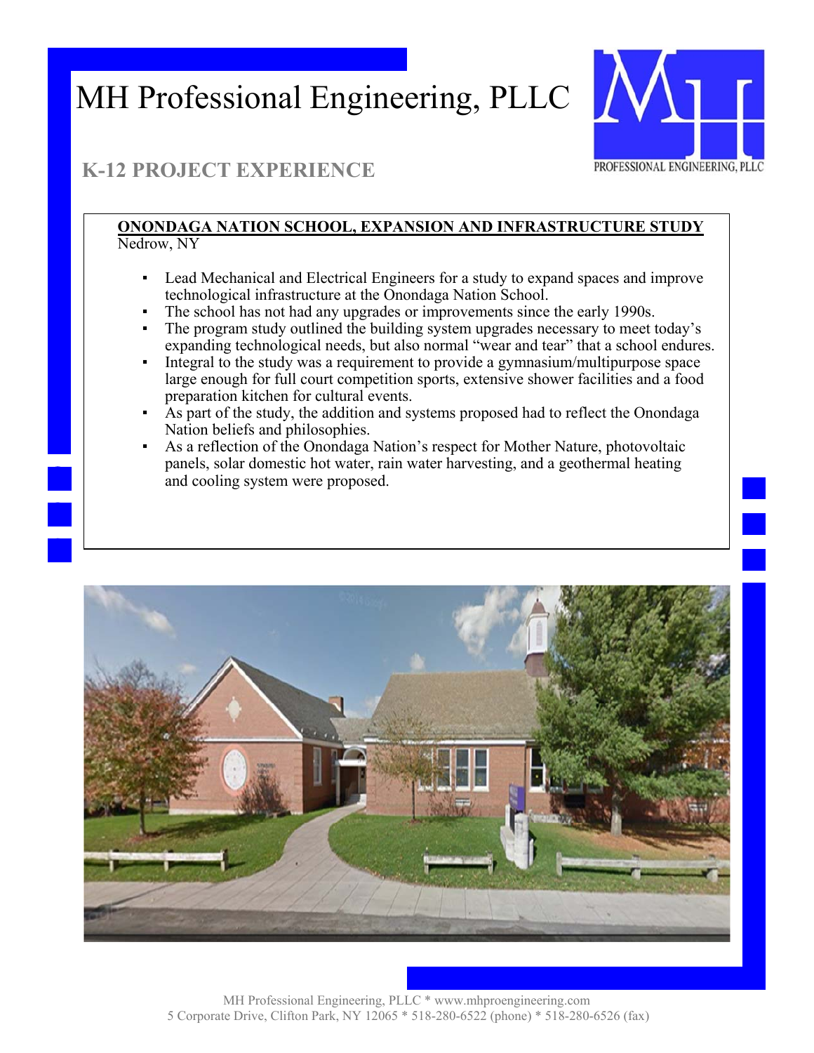# MH Professional Engineering, PLLC

## K-12 PROJECT EXPERIENCE

**ONONDAGA NATION SCHOOL, EXPANSION AND INFRASTRUCTURE STUDY**
Nedrow, NY

- Lead Mechanical and Electrical Engineers for a study to expand spaces and improve technological infrastructure at the Onondaga Nation School.
- The school has not had any upgrades or improvements since the early 1990s.
- The program study outlined the building system upgrades necessary to meet today's expanding technological needs, but also normal "wear and tear" that a school endures.
- Integral to the study was a requirement to provide a gymnasium/multipurpose space large enough for full court competition sports, extensive shower facilities and a food preparation kitchen for cultural events.
- As part of the study, the addition and systems proposed had to reflect the Onondaga Nation beliefs and philosophies.
- As a reflection of the Onondaga Nation's respect for Mother Nature, photovoltaic panels, solar domestic hot water, rain water harvesting, and a geothermal heating and cooling system were proposed.

MH Professional Engineering, PLLC * www.mhproengineering.com
5 Corporate Drive, Clifton Park, NY 12065 * 518-280-6522 (phone) * 518-280-6526 (fax)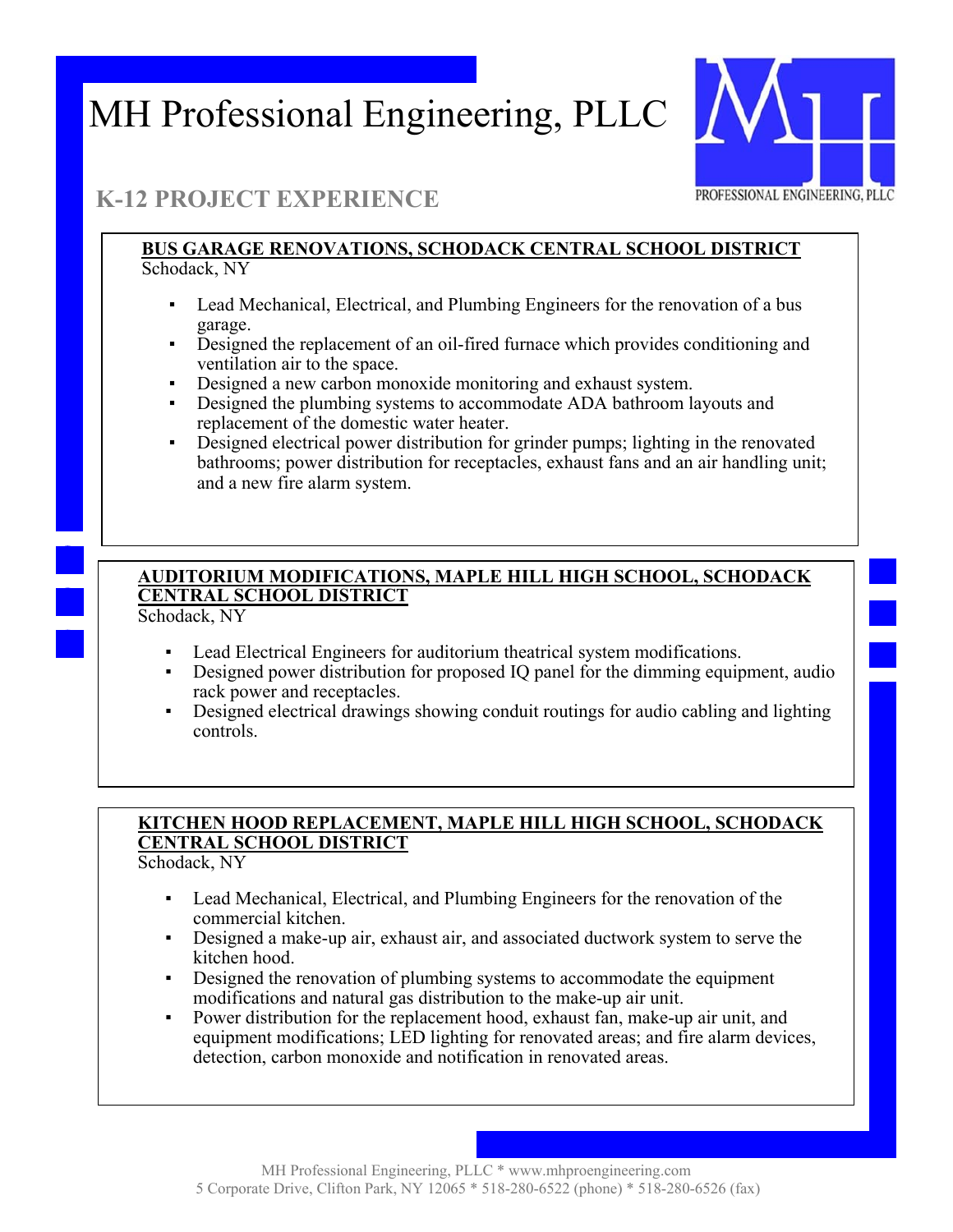# MH Professional Engineering, PLLC

PROFESSIONAL ENGINEERING, PLLC

## K-12 PROJECT EXPERIENCE

**BUS GARAGE RENOVATIONS, SCHODACK CENTRAL SCHOOL DISTRICT**
Schodack, NY

- Lead Mechanical, Electrical, and Plumbing Engineers for the renovation of a bus garage.
- Designed the replacement of an oil-fired furnace which provides conditioning and ventilation air to the space.
- Designed a new carbon monoxide monitoring and exhaust system.
- Designed the plumbing systems to accommodate ADA bathroom layouts and replacement of the domestic water heater.
- Designed electrical power distribution for grinder pumps; lighting in the renovated bathrooms; power distribution for receptacles, exhaust fans and an air handling unit; and a new fire alarm system.

**AUDITORIUM MODIFICATIONS, MAPLE HILL HIGH SCHOOL, SCHODACK CENTRAL SCHOOL DISTRICT**
Schodack, NY

- Lead Electrical Engineers for auditorium theatrical system modifications.
- Designed power distribution for proposed IQ panel for the dimming equipment, audio rack power and receptacles.
- Designed electrical drawings showing conduit routings for audio cabling and lighting controls.

**KITCHEN HOOD REPLACEMENT, MAPLE HILL HIGH SCHOOL, SCHODACK CENTRAL SCHOOL DISTRICT**
Schodack, NY

- Lead Mechanical, Electrical, and Plumbing Engineers for the renovation of the commercial kitchen.
- Designed a make-up air, exhaust air, and associated ductwork system to serve the kitchen hood.
- Designed the renovation of plumbing systems to accommodate the equipment modifications and natural gas distribution to the make-up air unit.
- Power distribution for the replacement hood, exhaust fan, make-up air unit, and equipment modifications; LED lighting for renovated areas; and fire alarm devices, detection, carbon monoxide and notification in renovated areas.

MH Professional Engineering, PLLC * www.mhproengineering.com
5 Corporate Drive, Clifton Park, NY 12065 * 518-280-6522 (phone) * 518-280-6526 (fax)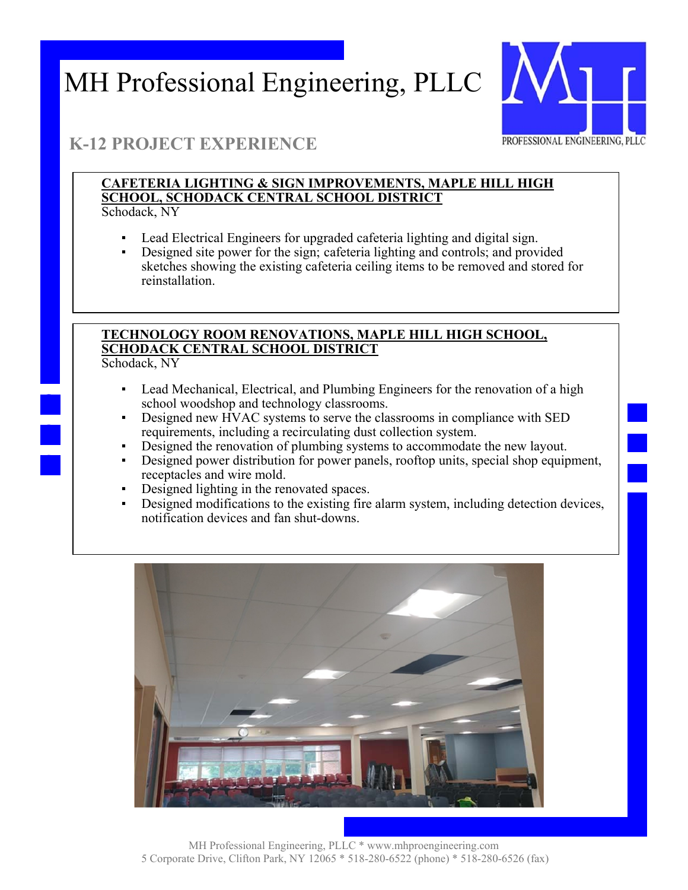# MH Professional Engineering, PLLC

## K-12 PROJECT EXPERIENCE

**CAFETERIA LIGHTING & SIGN IMPROVEMENTS, MAPLE HILL HIGH SCHOOL, SCHODACK CENTRAL SCHOOL DISTRICT**
Schodack, NY

- Lead Electrical Engineers for upgraded cafeteria lighting and digital sign.
- Designed site power for the sign; cafeteria lighting and controls; and provided sketches showing the existing cafeteria ceiling items to be removed and stored for reinstallation.

**TECHNOLOGY ROOM RENOVATIONS, MAPLE HILL HIGH SCHOOL, SCHODACK CENTRAL SCHOOL DISTRICT**
Schodack, NY

- Lead Mechanical, Electrical, and Plumbing Engineers for the renovation of a high school woodshop and technology classrooms.
- Designed new HVAC systems to serve the classrooms in compliance with SED requirements, including a recirculating dust collection system.
- Designed the renovation of plumbing systems to accommodate the new layout.
- Designed power distribution for power panels, rooftop units, special shop equipment, receptacles and wire mold.
- Designed lighting in the renovated spaces.
- Designed modifications to the existing fire alarm system, including detection devices, notification devices and fan shut-downs.

MH Professional Engineering, PLLC * www.mhproengineering.com
5 Corporate Drive, Clifton Park, NY 12065 * 518-280-6522 (phone) * 518-280-6526 (fax)